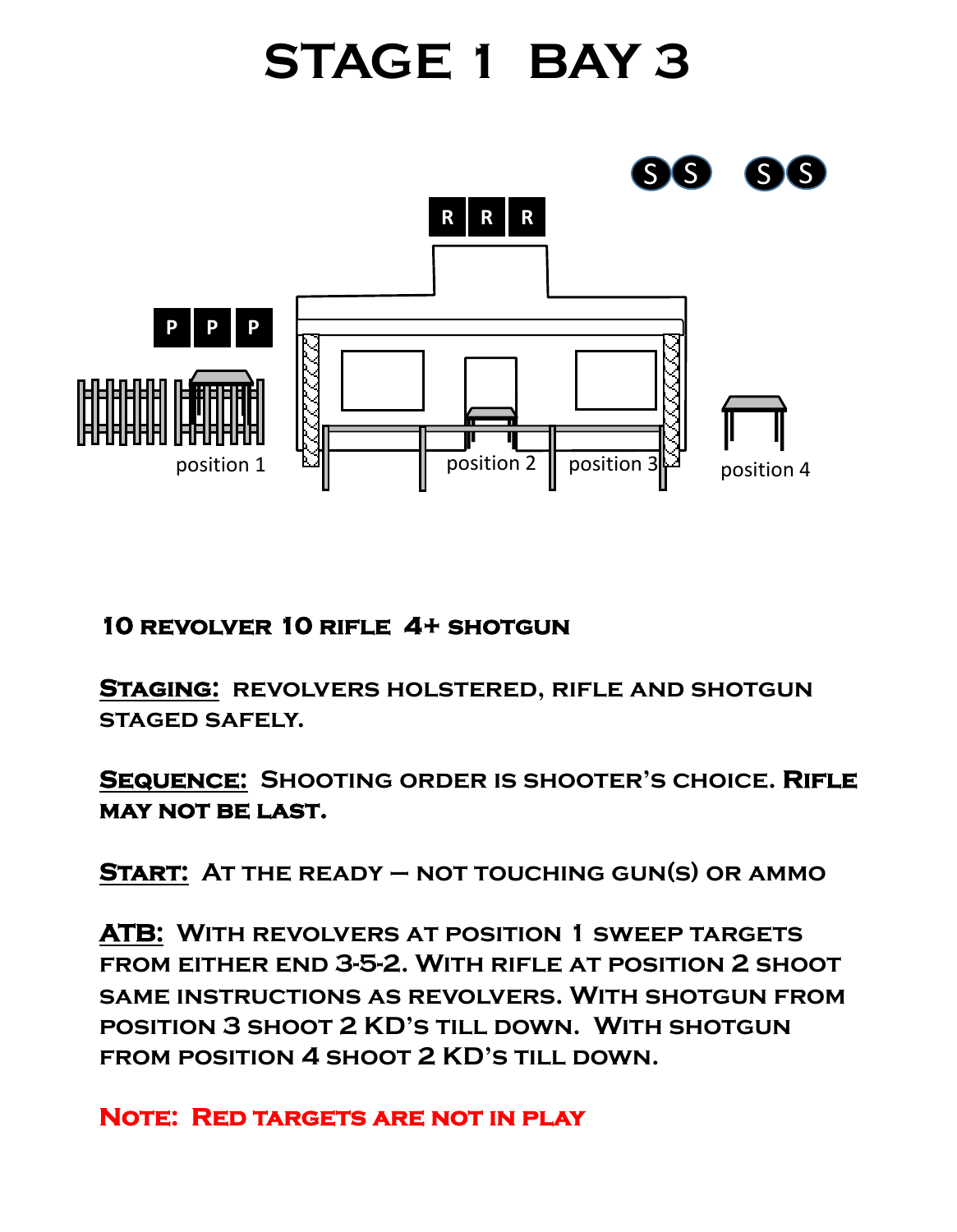# STAGE 1 BAY 3

S S S S

R R R

P P P

position 1 position 2 position 3 position 4

**10 REVOLVER 10 RIFLE 4+ SHOTGUN**

**STAGING:** REVOLVERS HOLSTERED, RIFLE AND SHOTGUN STAGED SAFELY.

**SEQUENCE:** SHOOTING ORDER IS SHOOTER'S CHOICE. **RIFLE MAY NOT BE LAST.**

**START:** AT THE READY – NOT TOUCHING GUN(S) OR AMMO

**ATB:** WITH REVOLVERS AT POSITION 1 SWEEP TARGETS FROM EITHER END 3-5-2. WITH RIFLE AT POSITION 2 SHOOT SAME INSTRUCTIONS AS REVOLVERS. WITH SHOTGUN FROM POSITION 3 SHOOT 2 KD'S TILL DOWN. WITH SHOTGUN FROM POSITION 4 SHOOT 2 KD'S TILL DOWN.

**NOTE: RED TARGETS ARE NOT IN PLAY**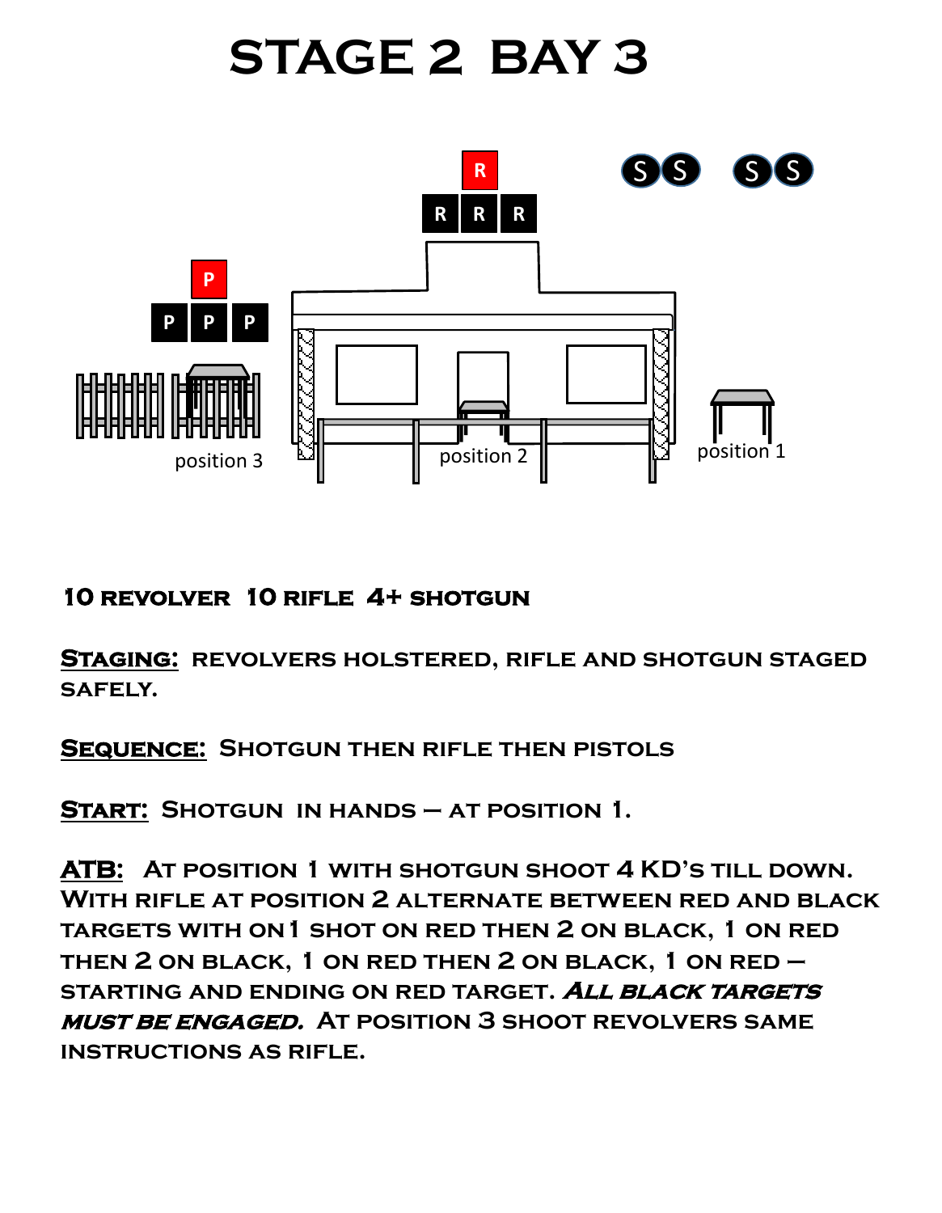# STAGE 2 BAY 3

R
R R R

S S S S

P
P P P

position 3 position 2 position 1

**10 REVOLVER 10 RIFLE 4+ SHOTGUN**

**<u>STAGING:</u>** REVOLVERS HOLSTERED, RIFLE AND SHOTGUN STAGED SAFELY.

**<u>SEQUENCE:</u>** SHOTGUN THEN RIFLE THEN PISTOLS

**<u>START:</u>** SHOTGUN IN HANDS – AT POSITION 1.

**<u>ATB:</u>** AT POSITION 1 WITH SHOTGUN SHOOT 4 KD'S TILL DOWN. WITH RIFLE AT POSITION 2 ALTERNATE BETWEEN RED AND BLACK TARGETS WITH ON 1 SHOT ON RED THEN 2 ON BLACK, 1 ON RED THEN 2 ON BLACK, 1 ON RED THEN 2 ON BLACK, 1 ON RED – STARTING AND ENDING ON RED TARGET. ***ALL BLACK TARGETS MUST BE ENGAGED.*** AT POSITION 3 SHOOT REVOLVERS SAME INSTRUCTIONS AS RIFLE.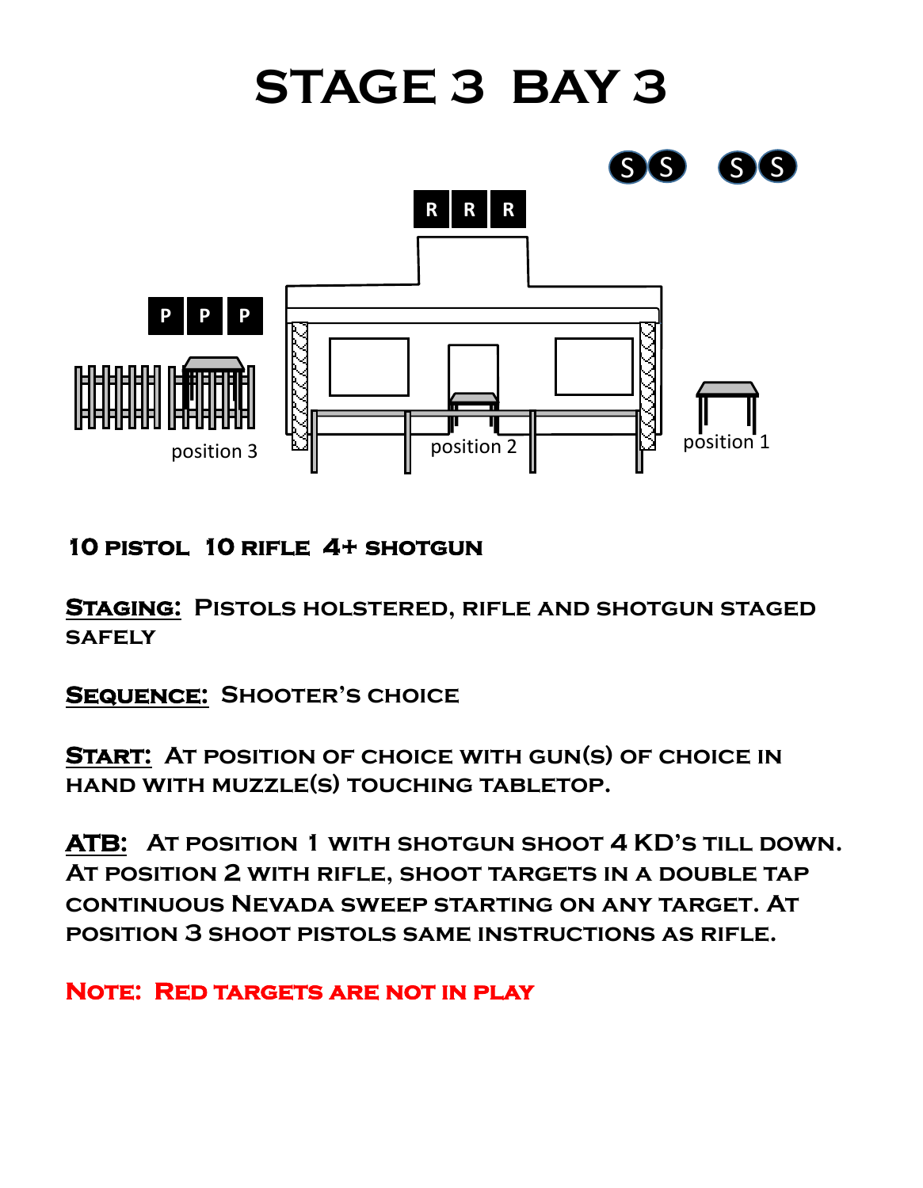# STAGE 3 BAY 3

S S S S

R R R

P P P

position 3

position 2

position 1

**10 PISTOL 10 RIFLE 4+ SHOTGUN**

**STAGING:** PISTOLS HOLSTERED, RIFLE AND SHOTGUN STAGED SAFELY

**SEQUENCE:** SHOOTER'S CHOICE

**START:** AT POSITION OF CHOICE WITH GUN(S) OF CHOICE IN HAND WITH MUZZLE(S) TOUCHING TABLETOP.

**ATB:** AT POSITION 1 WITH SHOTGUN SHOOT 4 KD'S TILL DOWN. AT POSITION 2 WITH RIFLE, SHOOT TARGETS IN A DOUBLE TAP CONTINUOUS NEVADA SWEEP STARTING ON ANY TARGET. AT POSITION 3 SHOOT PISTOLS SAME INSTRUCTIONS AS RIFLE.

**NOTE: RED TARGETS ARE NOT IN PLAY**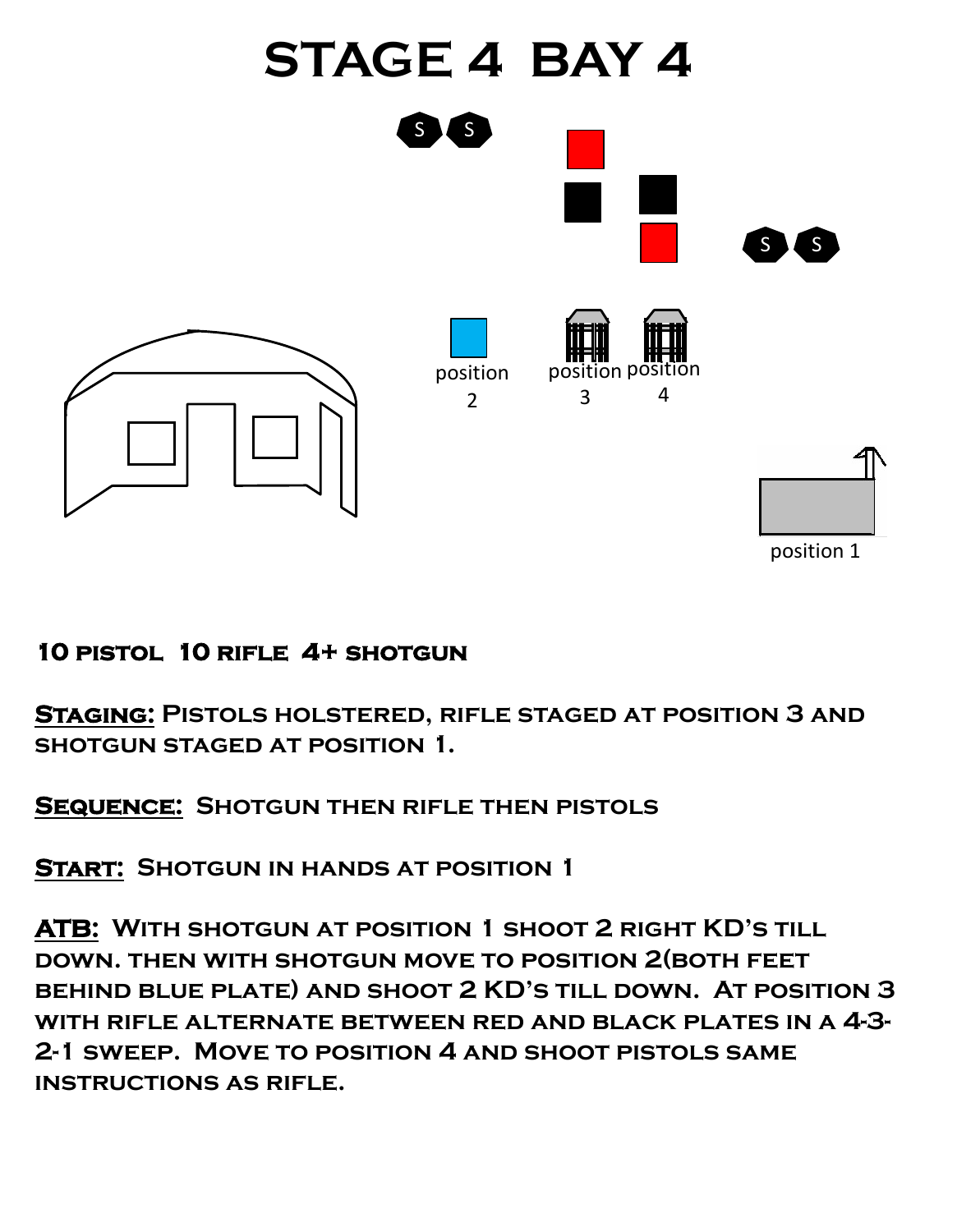# STAGE 4 BAY 4

position 2

position 3

position 4

position 1

**10 pistol 10 rifle 4+ shotgun**

**<u>Staging:</u> Pistols holstered, rifle staged at position 3 and shotgun staged at position 1.**

**<u>Sequence:</u> Shotgun then rifle then pistols**

**<u>Start:</u> Shotgun in hands at position 1**

**<u>ATB:</u> With shotgun at position 1 shoot 2 right KD's till down. then with shotgun move to position 2(both feet behind blue plate) and shoot 2 KD's till down. At position 3 with rifle alternate between red and black plates in a 4-3-2-1 sweep. Move to position 4 and shoot pistols same instructions as rifle.**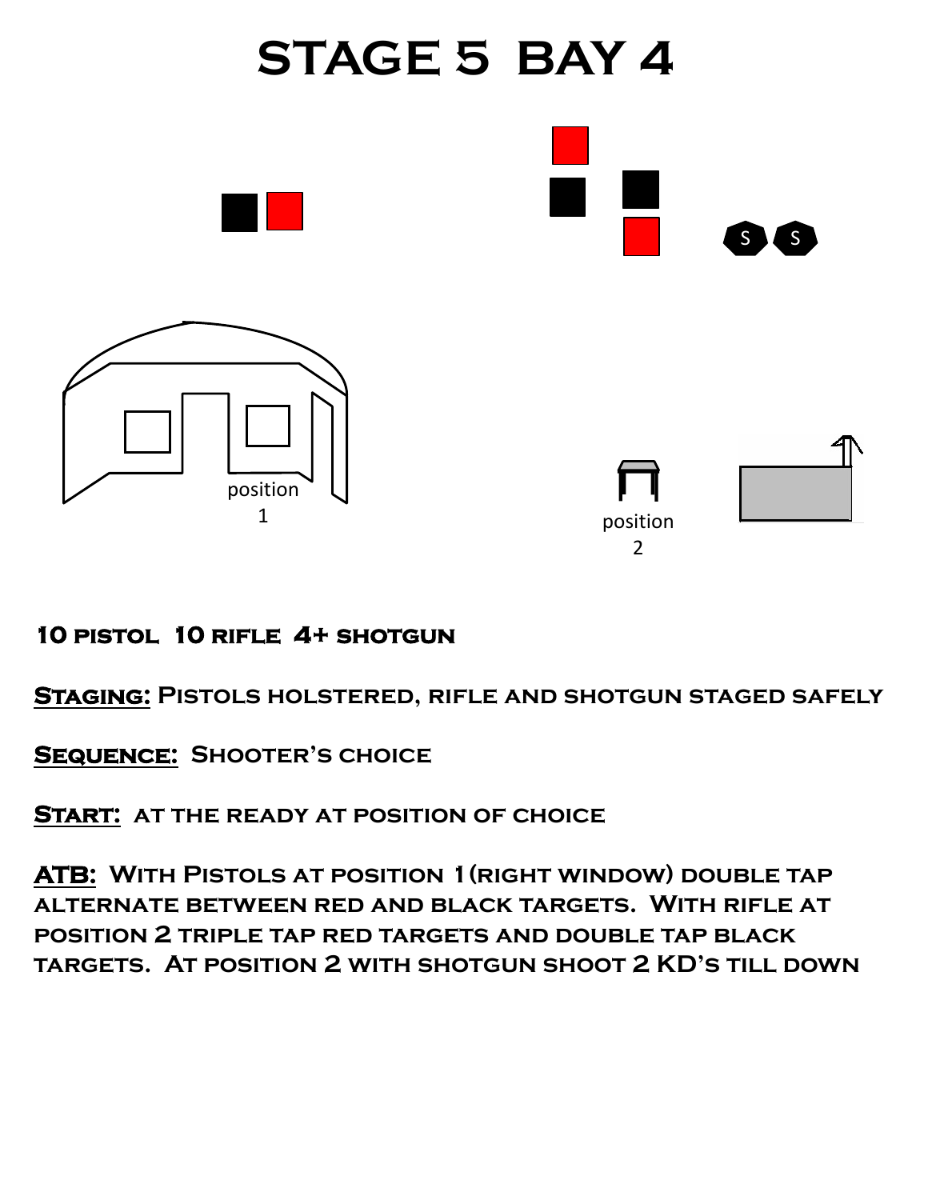# STAGE 5 BAY 4

position 1

position 2

**10 PISTOL 10 RIFLE 4+ SHOTGUN**

**<u>STAGING:</u> PISTOLS HOLSTERED, RIFLE AND SHOTGUN STAGED SAFELY**

**<u>SEQUENCE:</u> SHOOTER'S CHOICE**

**<u>START:</u> AT THE READY AT POSITION OF CHOICE**

**<u>ATB:</u> WITH PISTOLS AT POSITION 1 (RIGHT WINDOW) DOUBLE TAP ALTERNATE BETWEEN RED AND BLACK TARGETS. WITH RIFLE AT POSITION 2 TRIPLE TAP RED TARGETS AND DOUBLE TAP BLACK TARGETS. AT POSITION 2 WITH SHOTGUN SHOOT 2 KD'S TILL DOWN**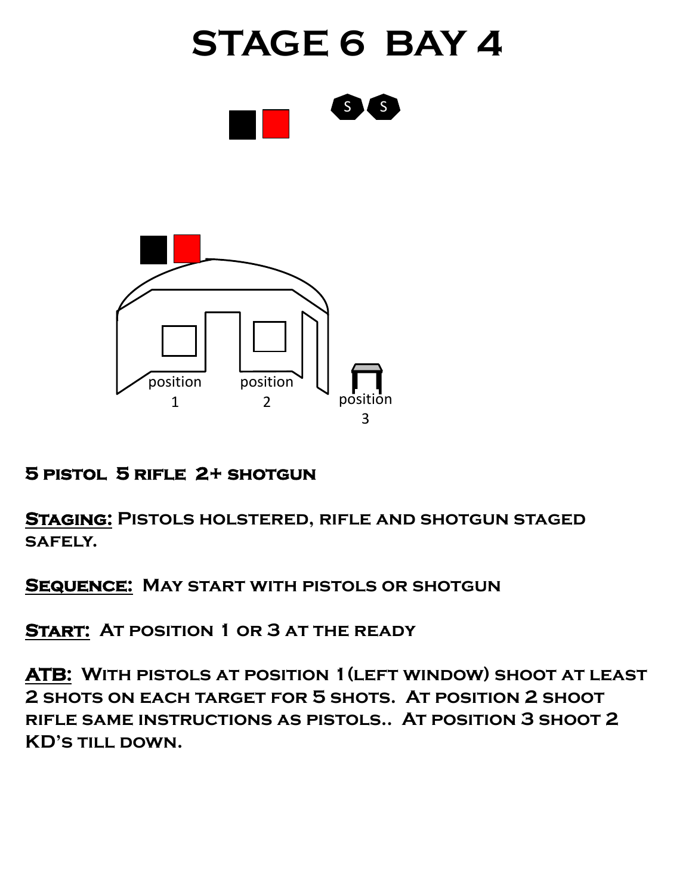# STAGE 6 BAY 4

S S

position 1

position 2

position 3

**5 PISTOL 5 RIFLE 2+ SHOTGUN**

**STAGING:** **PISTOLS HOLSTERED, RIFLE AND SHOTGUN STAGED SAFELY.**

**SEQUENCE:** **MAY START WITH PISTOLS OR SHOTGUN**

**START:** **AT POSITION 1 OR 3 AT THE READY**

**ATB:** **WITH PISTOLS AT POSITION 1 (LEFT WINDOW) SHOOT AT LEAST 2 SHOTS ON EACH TARGET FOR 5 SHOTS. AT POSITION 2 SHOOT RIFLE SAME INSTRUCTIONS AS PISTOLS.. AT POSITION 3 SHOOT 2 KD'S TILL DOWN.**